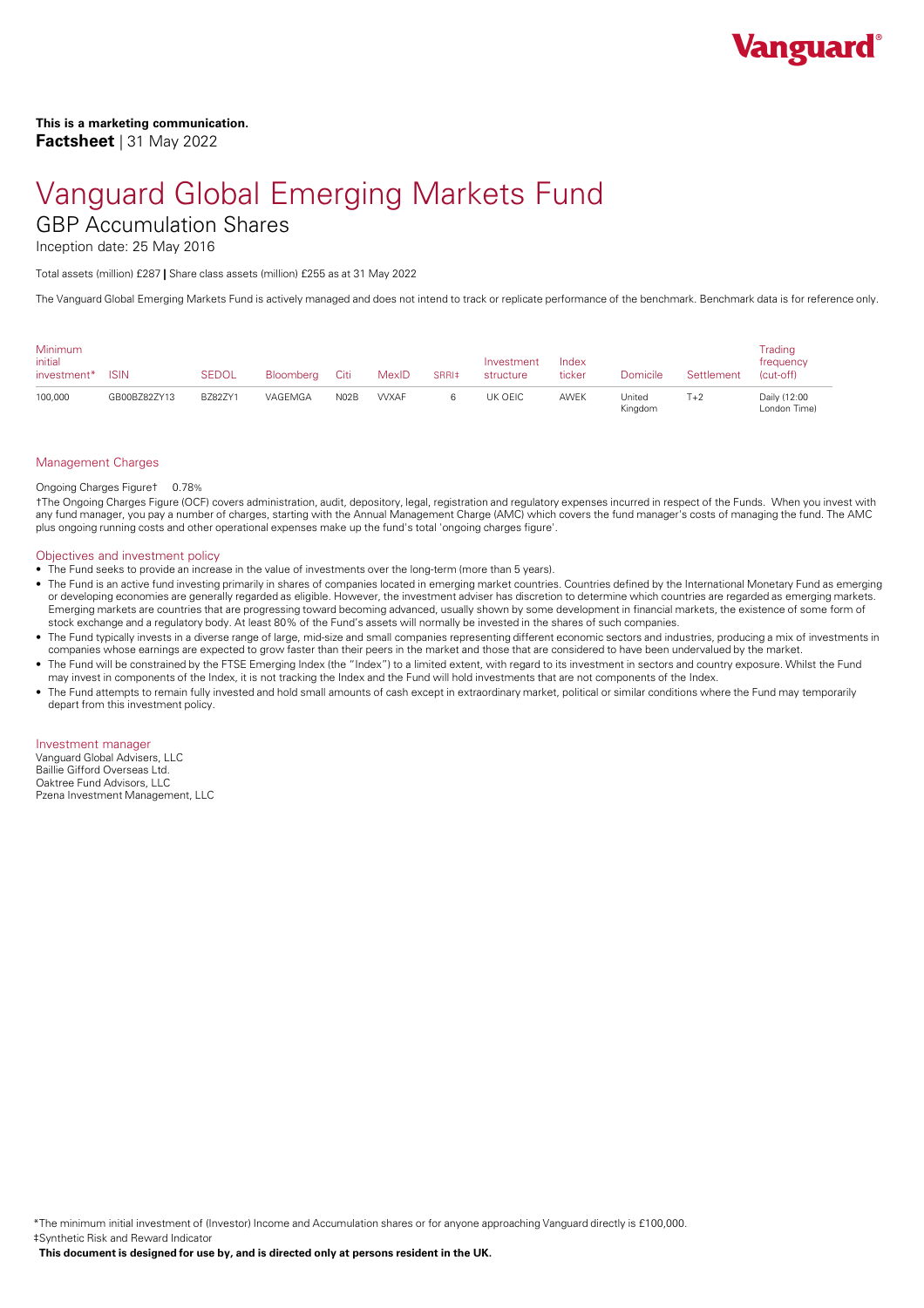**This is a marketing communication.**
**Factsheet** | 31 May 2022

# Vanguard Global Emerging Markets Fund

## GBP Accumulation Shares

Inception date: 25 May 2016

Total assets (million) £287 | Share class assets (million) £255 as at 31 May 2022

The Vanguard Global Emerging Markets Fund is actively managed and does not intend to track or replicate performance of the benchmark. Benchmark data is for reference only.

| Minimum initial investment* | ISIN | SEDOL | Bloomberg | Citi | MexID | SRRI‡ | Investment structure | Index ticker | Domicile | Settlement | Trading frequency (cut-off) |
|---|---|---|---|---|---|---|---|---|---|---|---|
| 100,000 | GB00BZ82ZY13 | BZ82ZY1 | VAGEMGA | N02B | VVXAF | 6 | UK OEIC | AWEK | United Kingdom | T+2 | Daily (12:00 London Time) |

### Management Charges

Ongoing Charges Figure† 0.78%

†The Ongoing Charges Figure (OCF) covers administration, audit, depository, legal, registration and regulatory expenses incurred in respect of the Funds. When you invest with any fund manager, you pay a number of charges, starting with the Annual Management Charge (AMC) which covers the fund manager's costs of managing the fund. The AMC plus ongoing running costs and other operational expenses make up the fund's total 'ongoing charges figure'.

### Objectives and investment policy

- The Fund seeks to provide an increase in the value of investments over the long-term (more than 5 years).
- The Fund is an active fund investing primarily in shares of companies located in emerging market countries. Countries defined by the International Monetary Fund as emerging or developing economies are generally regarded as eligible. However, the investment adviser has discretion to determine which countries are regarded as emerging markets. Emerging markets are countries that are progressing toward becoming advanced, usually shown by some development in financial markets, the existence of some form of stock exchange and a regulatory body. At least 80% of the Fund's assets will normally be invested in the shares of such companies.
- The Fund typically invests in a diverse range of large, mid-size and small companies representing different economic sectors and industries, producing a mix of investments in companies whose earnings are expected to grow faster than their peers in the market and those that are considered to have been undervalued by the market.
- The Fund will be constrained by the FTSE Emerging Index (the "Index") to a limited extent, with regard to its investment in sectors and country exposure. Whilst the Fund may invest in components of the Index, it is not tracking the Index and the Fund will hold investments that are not components of the Index.
- The Fund attempts to remain fully invested and hold small amounts of cash except in extraordinary market, political or similar conditions where the Fund may temporarily depart from this investment policy.

### Investment manager

Vanguard Global Advisers, LLC
Baillie Gifford Overseas Ltd.
Oaktree Fund Advisors, LLC
Pzena Investment Management, LLC

*The minimum initial investment of (Investor) Income and Accumulation shares or for anyone approaching Vanguard directly is £100,000.
‡Synthetic Risk and Reward Indicator

**This document is designed for use by, and is directed only at persons resident in the UK.**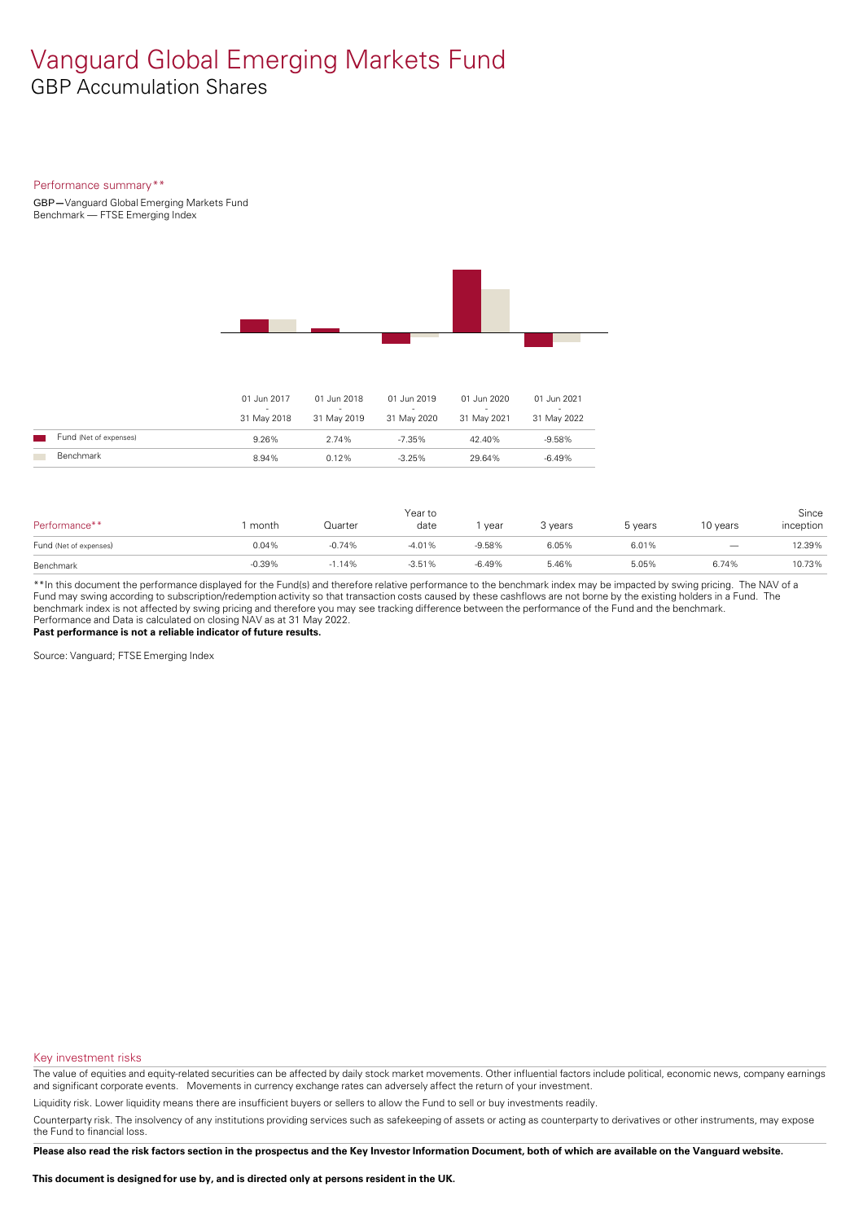# Vanguard Global Emerging Markets Fund

## GBP Accumulation Shares

### Performance summary**

GBP—Vanguard Global Emerging Markets Fund
Benchmark — FTSE Emerging Index

| | 01 Jun 2017 - 31 May 2018 | 01 Jun 2018 - 31 May 2019 | 01 Jun 2019 - 31 May 2020 | 01 Jun 2020 - 31 May 2021 | 01 Jun 2021 - 31 May 2022 |
|---|---|---|---|---|---|
| Fund (Net of expenses) | 9.26% | 2.74% | -7.35% | 42.40% | -9.58% |
| Benchmark | 8.94% | 0.12% | -3.25% | 29.64% | -6.49% |

| Performance** | 1 month | Quarter | Year to date | 1 year | 3 years | 5 years | 10 years | Since inception |
|---|---|---|---|---|---|---|---|---|
| Fund (Net of expenses) | 0.04% | -0.74% | -4.01% | -9.58% | 6.05% | 6.01% | — | 12.39% |
| Benchmark | -0.39% | -1.14% | -3.51% | -6.49% | 5.46% | 5.05% | 6.74% | 10.73% |

**In this document the performance displayed for the Fund(s) and therefore relative performance to the benchmark index may be impacted by swing pricing. The NAV of a Fund may swing according to subscription/redemption activity so that transaction costs caused by these cashflows are not borne by the existing holders in a Fund. The benchmark index is not affected by swing pricing and therefore you may see tracking difference between the performance of the Fund and the benchmark.
Performance and Data is calculated on closing NAV as at 31 May 2022.
**Past performance is not a reliable indicator of future results.**

Source: Vanguard; FTSE Emerging Index

### Key investment risks

The value of equities and equity-related securities can be affected by daily stock market movements. Other influential factors include political, economic news, company earnings and significant corporate events. Movements in currency exchange rates can adversely affect the return of your investment.

Liquidity risk. Lower liquidity means there are insufficient buyers or sellers to allow the Fund to sell or buy investments readily.

Counterparty risk. The insolvency of any institutions providing services such as safekeeping of assets or acting as counterparty to derivatives or other instruments, may expose the Fund to financial loss.

**Please also read the risk factors section in the prospectus and the Key Investor Information Document, both of which are available on the Vanguard website.**

**This document is designed for use by, and is directed only at persons resident in the UK.**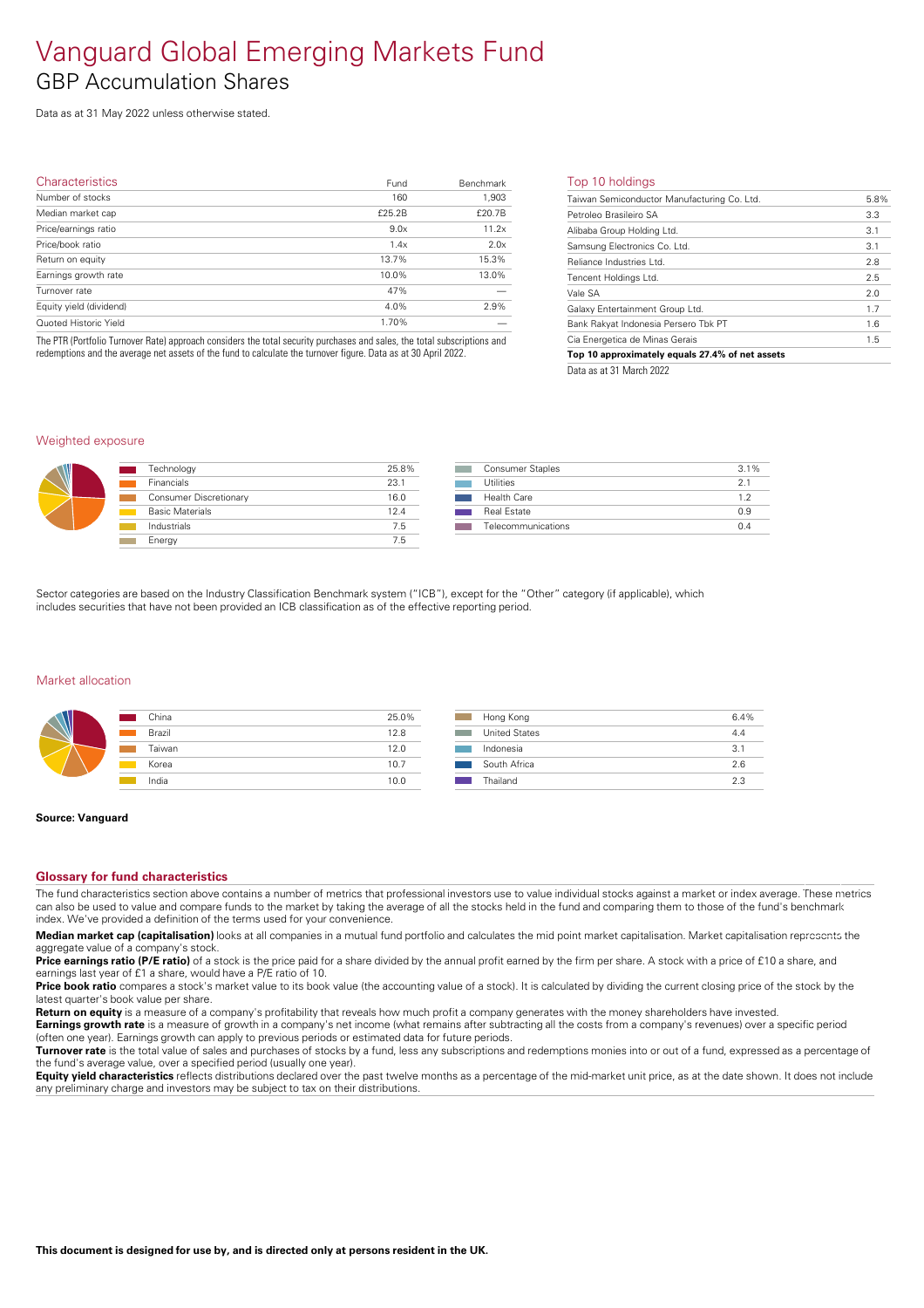# Vanguard Global Emerging Markets Fund

## GBP Accumulation Shares

Data as at 31 May 2022 unless otherwise stated.

### Characteristics

| Characteristics | Fund | Benchmark |
|---|---|---|
| Number of stocks | 160 | 1,903 |
| Median market cap | £25.2B | £20.7B |
| Price/earnings ratio | 9.0x | 11.2x |
| Price/book ratio | 1.4x | 2.0x |
| Return on equity | 13.7% | 15.3% |
| Earnings growth rate | 10.0% | 13.0% |
| Turnover rate | 47% | — |
| Equity yield (dividend) | 4.0% | 2.9% |
| Quoted Historic Yield | 1.70% | — |

The PTR (Portfolio Turnover Rate) approach considers the total security purchases and sales, the total subscriptions and redemptions and the average net assets of the fund to calculate the turnover figure. Data as at 30 April 2022.

### Top 10 holdings

| | |
|---|---|
| Taiwan Semiconductor Manufacturing Co. Ltd. | 5.8% |
| Petroleo Brasileiro SA | 3.3 |
| Alibaba Group Holding Ltd. | 3.1 |
| Samsung Electronics Co. Ltd. | 3.1 |
| Reliance Industries Ltd. | 2.8 |
| Tencent Holdings Ltd. | 2.5 |
| Vale SA | 2.0 |
| Galaxy Entertainment Group Ltd. | 1.7 |
| Bank Rakyat Indonesia Persero Tbk PT | 1.6 |
| Cia Energetica de Minas Gerais | 1.5 |
| **Top 10 approximately equals 27.4% of net assets** | |

Data as at 31 March 2022

### Weighted exposure

| | |
|---|---|
| Technology | 25.8% |
| Financials | 23.1 |
| Consumer Discretionary | 16.0 |
| Basic Materials | 12.4 |
| Industrials | 7.5 |
| Energy | 7.5 |
| Consumer Staples | 3.1% |
| Utilities | 2.1 |
| Health Care | 1.2 |
| Real Estate | 0.9 |
| Telecommunications | 0.4 |

Sector categories are based on the Industry Classification Benchmark system ("ICB"), except for the "Other" category (if applicable), which includes securities that have not been provided an ICB classification as of the effective reporting period.

### Market allocation

| | |
|---|---|
| China | 25.0% |
| Brazil | 12.8 |
| Taiwan | 12.0 |
| Korea | 10.7 |
| India | 10.0 |
| Hong Kong | 6.4% |
| United States | 4.4 |
| Indonesia | 3.1 |
| South Africa | 2.6 |
| Thailand | 2.3 |

**Source: Vanguard**

### Glossary for fund characteristics

The fund characteristics section above contains a number of metrics that professional investors use to value individual stocks against a market or index average. These metrics can also be used to value and compare funds to the market by taking the average of all the stocks held in the fund and comparing them to those of the fund's benchmark index. We've provided a definition of the terms used for your convenience.

**Median market cap (capitalisation)** looks at all companies in a mutual fund portfolio and calculates the mid point market capitalisation. Market capitalisation represents the aggregate value of a company's stock.

**Price earnings ratio (P/E ratio)** of a stock is the price paid for a share divided by the annual profit earned by the firm per share. A stock with a price of £10 a share, and earnings last year of £1 a share, would have a P/E ratio of 10.

**Price book ratio** compares a stock's market value to its book value (the accounting value of a stock). It is calculated by dividing the current closing price of the stock by the latest quarter's book value per share.

**Return on equity** is a measure of a company's profitability that reveals how much profit a company generates with the money shareholders have invested.

**Earnings growth rate** is a measure of growth in a company's net income (what remains after subtracting all the costs from a company's revenues) over a specific period (often one year). Earnings growth can apply to previous periods or estimated data for future periods.

**Turnover rate** is the total value of sales and purchases of stocks by a fund, less any subscriptions and redemptions monies into or out of a fund, expressed as a percentage of the fund's average value, over a specified period (usually one year).

**Equity yield characteristics** reflects distributions declared over the past twelve months as a percentage of the mid-market unit price, as at the date shown. It does not include any preliminary charge and investors may be subject to tax on their distributions.

**This document is designed for use by, and is directed only at persons resident in the UK.**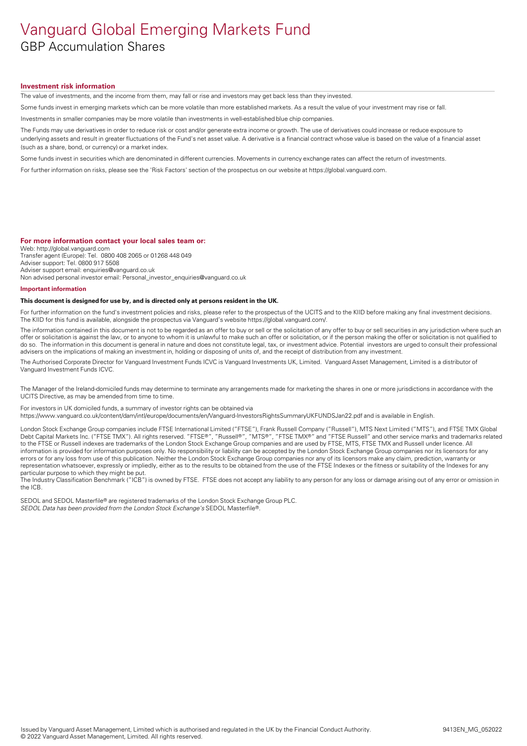# Vanguard Global Emerging Markets Fund

## GBP Accumulation Shares

### Investment risk information

The value of investments, and the income from them, may fall or rise and investors may get back less than they invested.

Some funds invest in emerging markets which can be more volatile than more established markets. As a result the value of your investment may rise or fall.

Investments in smaller companies may be more volatile than investments in well-established blue chip companies.

The Funds may use derivatives in order to reduce risk or cost and/or generate extra income or growth. The use of derivatives could increase or reduce exposure to underlying assets and result in greater fluctuations of the Fund's net asset value. A derivative is a financial contract whose value is based on the value of a financial asset (such as a share, bond, or currency) or a market index.

Some funds invest in securities which are denominated in different currencies. Movements in currency exchange rates can affect the return of investments.

For further information on risks, please see the 'Risk Factors' section of the prospectus on our website at https://global.vanguard.com.

### For more information contact your local sales team or:

Web: http://global.vanguard.com
Transfer agent (Europe): Tel. 0800 408 2065 or 01268 448 049
Adviser support: Tel. 0800 917 5508
Adviser support email: enquiries@vanguard.co.uk
Non advised personal investor email: Personal_investor_enquiries@vanguard.co.uk

### Important information

**This document is designed for use by, and is directed only at persons resident in the UK.**

For further information on the fund's investment policies and risks, please refer to the prospectus of the UCITS and to the KIID before making any final investment decisions. The KIID for this fund is available, alongside the prospectus via Vanguard's website https://global.vanguard.com/.

The information contained in this document is not to be regarded as an offer to buy or sell or the solicitation of any offer to buy or sell securities in any jurisdiction where such an offer or solicitation is against the law, or to anyone to whom it is unlawful to make such an offer or solicitation, or if the person making the offer or solicitation is not qualified to do so. The information in this document is general in nature and does not constitute legal, tax, or investment advice. Potential investors are urged to consult their professional advisers on the implications of making an investment in, holding or disposing of units of, and the receipt of distribution from any investment.

The Authorised Corporate Director for Vanguard Investment Funds ICVC is Vanguard Investments UK, Limited. Vanguard Asset Management, Limited is a distributor of Vanguard Investment Funds ICVC.

The Manager of the Ireland-domiciled funds may determine to terminate any arrangements made for marketing the shares in one or more jurisdictions in accordance with the UCITS Directive, as may be amended from time to time.

For investors in UK domiciled funds, a summary of investor rights can be obtained via https://www.vanguard.co.uk/content/dam/intl/europe/documents/en/Vanguard-InvestorsRightsSummaryUKFUNDSJan22.pdf and is available in English.

London Stock Exchange Group companies include FTSE International Limited ("FTSE"), Frank Russell Company ("Russell"), MTS Next Limited ("MTS"), and FTSE TMX Global Debt Capital Markets Inc. ("FTSE TMX"). All rights reserved. "FTSE®", "Russell®", "MTS®", "FTSE TMX®" and "FTSE Russell" and other service marks and trademarks related to the FTSE or Russell indexes are trademarks of the London Stock Exchange Group companies and are used by FTSE, MTS, FTSE TMX and Russell under licence. All information is provided for information purposes only. No responsibility or liability can be accepted by the London Stock Exchange Group companies nor its licensors for any errors or for any loss from use of this publication. Neither the London Stock Exchange Group companies nor any of its licensors make any claim, prediction, warranty or representation whatsoever, expressly or impliedly, either as to the results to be obtained from the use of the FTSE Indexes or the fitness or suitability of the Indexes for any particular purpose to which they might be put.
The Industry Classification Benchmark ("ICB") is owned by FTSE. FTSE does not accept any liability to any person for any loss or damage arising out of any error or omission in the ICB.

SEDOL and SEDOL Masterfile® are registered trademarks of the London Stock Exchange Group PLC.
*SEDOL Data has been provided from the London Stock Exchange's* SEDOL Masterfile®.

Issued by Vanguard Asset Management, Limited which is authorised and regulated in the UK by the Financial Conduct Authority.
© 2022 Vanguard Asset Management, Limited. All rights reserved.

9413EN_MG_052022